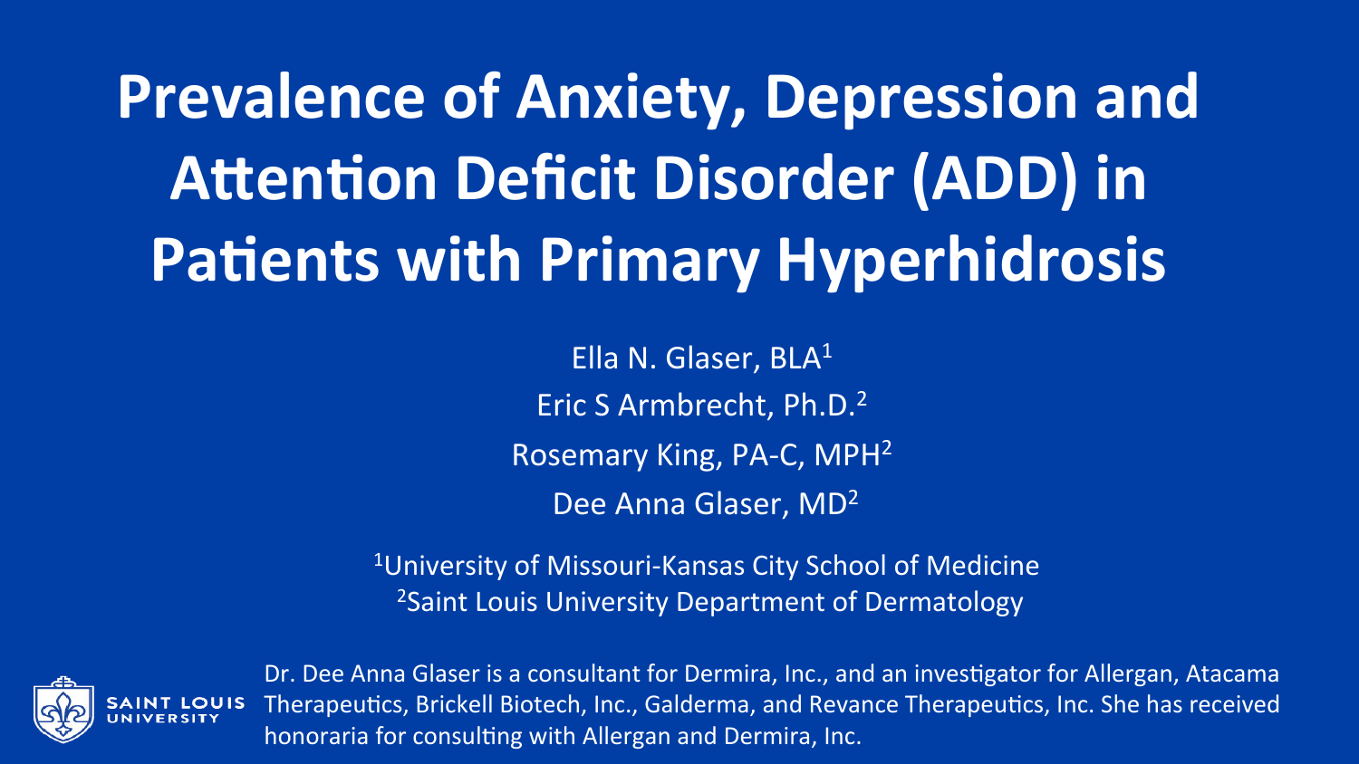# Prevalence of Anxiety, Depression and Attention Deficit Disorder (ADD) in Patients with Primary Hyperhidrosis

Ella N. Glaser, BLA[1]

Eric S Armbrecht, Ph.D.[2]

Rosemary King, PA-C, MPH[2]

Dee Anna Glaser, MD[2]

[1]University of Missouri-Kansas City School of Medicine

[2]Saint Louis University Department of Dermatology

SAINT LOUIS UNIVERSITY

Dr. Dee Anna Glaser is a consultant for Dermira, Inc., and an investigator for Allergan, Atacama Therapeutics, Brickell Biotech, Inc., Galderma, and Revance Therapeutics, Inc. She has received honoraria for consulting with Allergan and Dermira, Inc.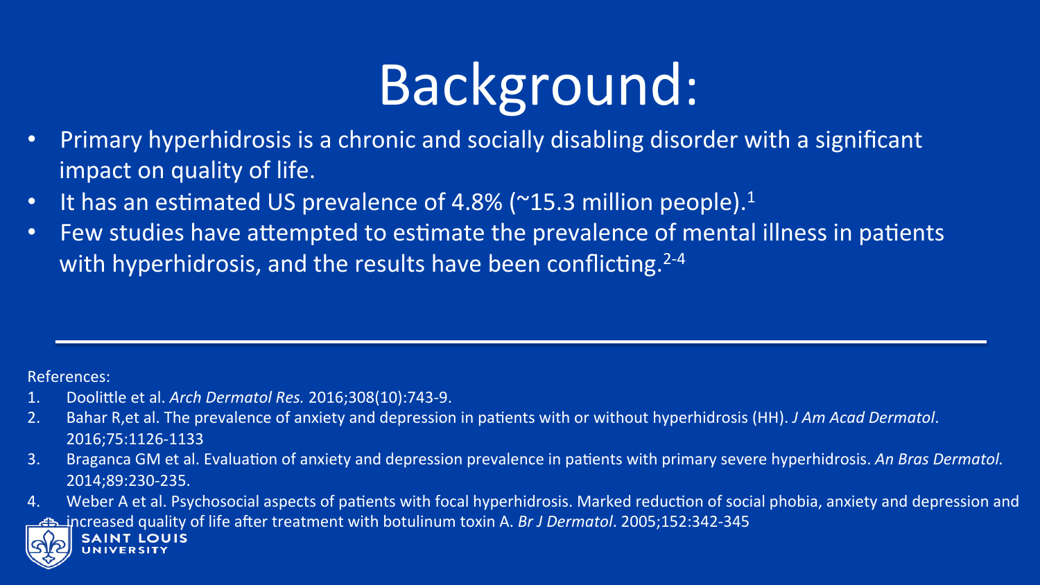# Background:

- Primary hyperhidrosis is a chronic and socially disabling disorder with a significant impact on quality of life.
- It has an estimated US prevalence of 4.8% (~15.3 million people).[1]
- Few studies have attempted to estimate the prevalence of mental illness in patients with hyperhidrosis, and the results have been conflicting.[2-4]

---

References:

1. Doolittle et al. *Arch Dermatol Res.* 2016;308(10):743-9.
2. Bahar R,et al. The prevalence of anxiety and depression in patients with or without hyperhidrosis (HH). *J Am Acad Dermatol*. 2016;75:1126-1133
3. Braganca GM et al. Evaluation of anxiety and depression prevalence in patients with primary severe hyperhidrosis. *An Bras Dermatol.* 2014;89:230-235.
4. Weber A et al. Psychosocial aspects of patients with focal hyperhidrosis. Marked reduction of social phobia, anxiety and depression and increased quality of life after treatment with botulinum toxin A. *Br J Dermatol*. 2005;152:342-345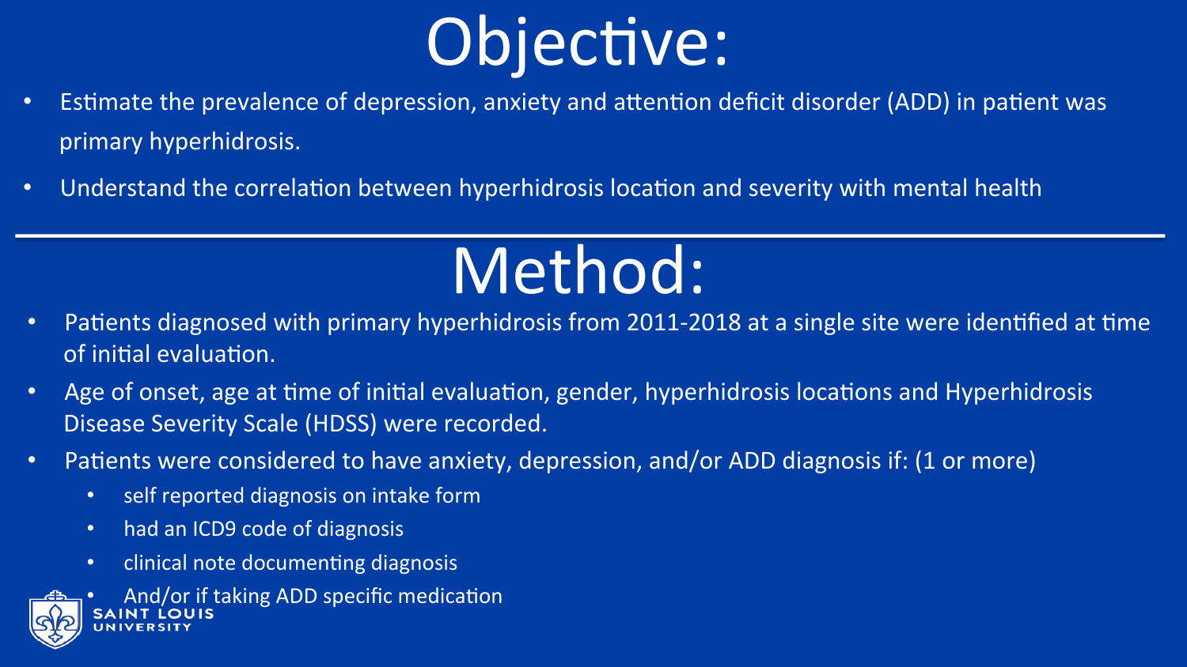# Objective:

- Estimate the prevalence of depression, anxiety and attention deficit disorder (ADD) in patient was primary hyperhidrosis.
- Understand the correlation between hyperhidrosis location and severity with mental health

# Method:

- Patients diagnosed with primary hyperhidrosis from 2011-2018 at a single site were identified at time of initial evaluation.
- Age of onset, age at time of initial evaluation, gender, hyperhidrosis locations and Hyperhidrosis Disease Severity Scale (HDSS) were recorded.
- Patients were considered to have anxiety, depression, and/or ADD diagnosis if: (1 or more)
  - self reported diagnosis on intake form
  - had an ICD9 code of diagnosis
  - clinical note documenting diagnosis
  - And/or if taking ADD specific medication

SAINT LOUIS UNIVERSITY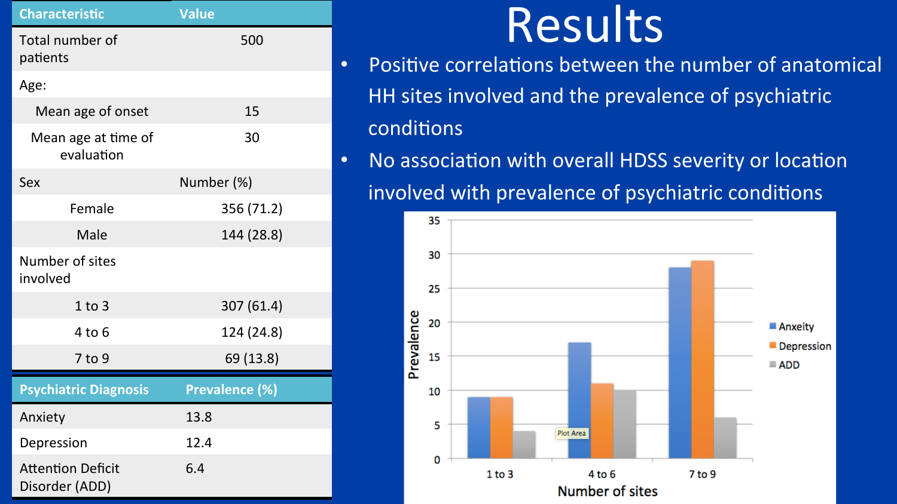| Characteristic | Value |
|---|---|
| Total number of patients | 500 |
| Age: | |
| Mean age of onset | 15 |
| Mean age at time of evaluation | 30 |
| Sex | Number (%) |
| Female | 356 (71.2) |
| Male | 144 (28.8) |
| Number of sites involved | |
| 1 to 3 | 307 (61.4) |
| 4 to 6 | 124 (24.8) |
| 7 to 9 | 69 (13.8) |

| Psychiatric Diagnosis | Prevalence (%) |
|---|---|
| Anxiety | 13.8 |
| Depression | 12.4 |
| Attention Deficit Disorder (ADD) | 6.4 |

# Results

- Positive correlations between the number of anatomical HH sites involved and the prevalence of psychiatric conditions
- No association with overall HDSS severity or location involved with prevalence of psychiatric conditions

| Number of sites | Anxiety | Depression | ADD |
|---|---|---|---|
| 1 to 3 | 9 | 9 | 4 |
| 4 to 6 | 17 | 11 | 10 |
| 7 to 9 | 28 | 29 | 6 |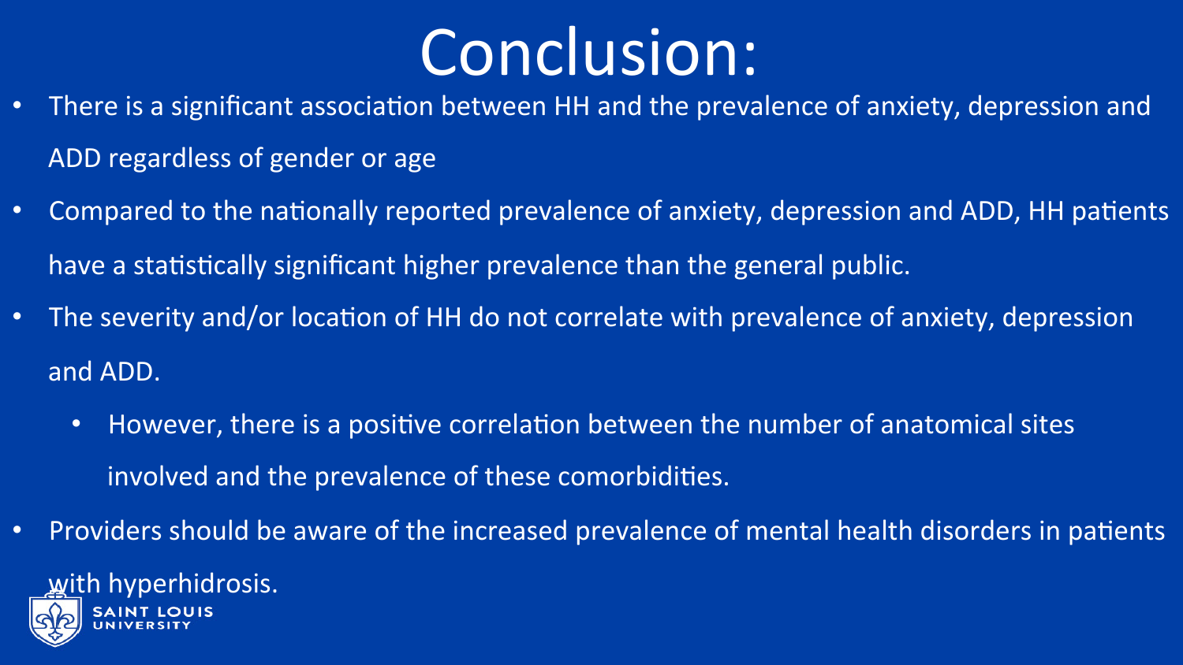# Conclusion:

- There is a significant association between HH and the prevalence of anxiety, depression and ADD regardless of gender or age
- Compared to the nationally reported prevalence of anxiety, depression and ADD, HH patients have a statistically significant higher prevalence than the general public.
- The severity and/or location of HH do not correlate with prevalence of anxiety, depression and ADD.
  - However, there is a positive correlation between the number of anatomical sites involved and the prevalence of these comorbidities.
- Providers should be aware of the increased prevalence of mental health disorders in patients with hyperhidrosis.

SAINT LOUIS UNIVERSITY